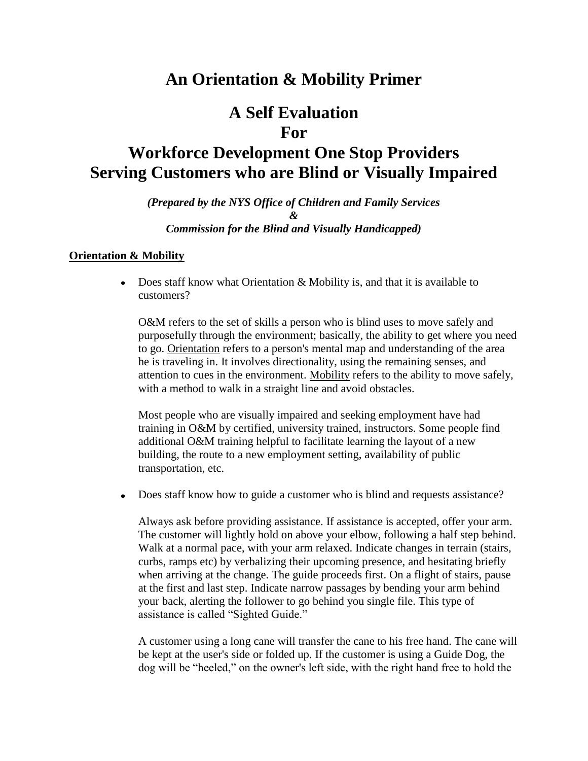# An Orientation & Mobility Primer

# A Self Evaluation
# For
# Workforce Development One Stop Providers Serving Customers who are Blind or Visually Impaired

***(Prepared by the NYS Office of Children and Family Services***
***&***
***Commission for the Blind and Visually Handicapped)***

**Orientation & Mobility**

- Does staff know what Orientation & Mobility is, and that it is available to customers?

  O&M refers to the set of skills a person who is blind uses to move safely and purposefully through the environment; basically, the ability to get where you need to go. Orientation refers to a person's mental map and understanding of the area he is traveling in. It involves directionality, using the remaining senses, and attention to cues in the environment. Mobility refers to the ability to move safely, with a method to walk in a straight line and avoid obstacles.

  Most people who are visually impaired and seeking employment have had training in O&M by certified, university trained, instructors. Some people find additional O&M training helpful to facilitate learning the layout of a new building, the route to a new employment setting, availability of public transportation, etc.

- Does staff know how to guide a customer who is blind and requests assistance?

  Always ask before providing assistance. If assistance is accepted, offer your arm. The customer will lightly hold on above your elbow, following a half step behind. Walk at a normal pace, with your arm relaxed. Indicate changes in terrain (stairs, curbs, ramps etc) by verbalizing their upcoming presence, and hesitating briefly when arriving at the change. The guide proceeds first. On a flight of stairs, pause at the first and last step. Indicate narrow passages by bending your arm behind your back, alerting the follower to go behind you single file. This type of assistance is called "Sighted Guide."

  A customer using a long cane will transfer the cane to his free hand. The cane will be kept at the user's side or folded up. If the customer is using a Guide Dog, the dog will be "heeled," on the owner's left side, with the right hand free to hold the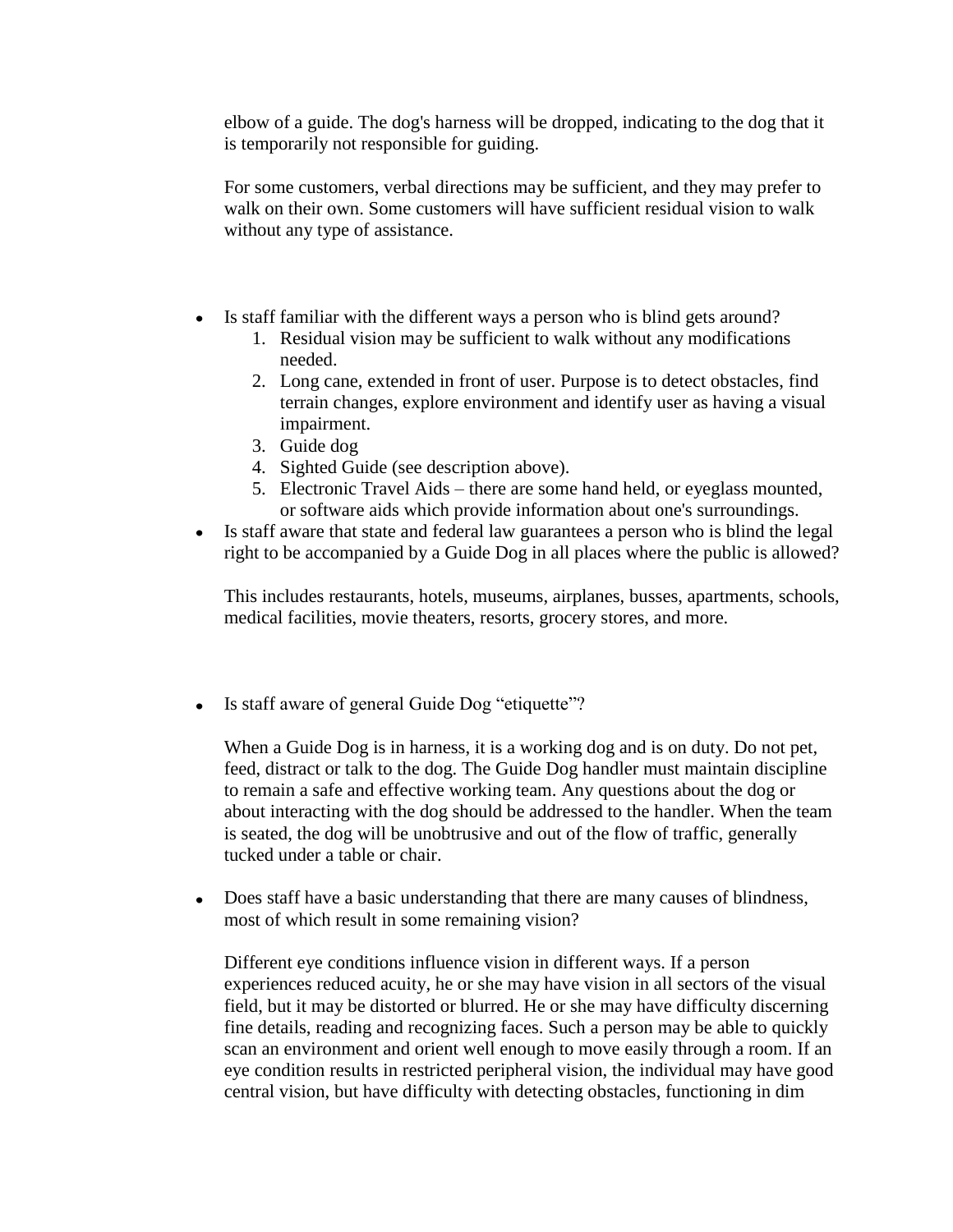elbow of a guide. The dog's harness will be dropped, indicating to the dog that it is temporarily not responsible for guiding.

For some customers, verbal directions may be sufficient, and they may prefer to walk on their own. Some customers will have sufficient residual vision to walk without any type of assistance.

- Is staff familiar with the different ways a person who is blind gets around?
    1. Residual vision may be sufficient to walk without any modifications needed.
    2. Long cane, extended in front of user. Purpose is to detect obstacles, find terrain changes, explore environment and identify user as having a visual impairment.
    3. Guide dog
    4. Sighted Guide (see description above).
    5. Electronic Travel Aids – there are some hand held, or eyeglass mounted, or software aids which provide information about one's surroundings.
- Is staff aware that state and federal law guarantees a person who is blind the legal right to be accompanied by a Guide Dog in all places where the public is allowed?

  This includes restaurants, hotels, museums, airplanes, busses, apartments, schools, medical facilities, movie theaters, resorts, grocery stores, and more.

- Is staff aware of general Guide Dog "etiquette"?

  When a Guide Dog is in harness, it is a working dog and is on duty. Do not pet, feed, distract or talk to the dog. The Guide Dog handler must maintain discipline to remain a safe and effective working team. Any questions about the dog or about interacting with the dog should be addressed to the handler. When the team is seated, the dog will be unobtrusive and out of the flow of traffic, generally tucked under a table or chair.

- Does staff have a basic understanding that there are many causes of blindness, most of which result in some remaining vision?

  Different eye conditions influence vision in different ways. If a person experiences reduced acuity, he or she may have vision in all sectors of the visual field, but it may be distorted or blurred. He or she may have difficulty discerning fine details, reading and recognizing faces. Such a person may be able to quickly scan an environment and orient well enough to move easily through a room. If an eye condition results in restricted peripheral vision, the individual may have good central vision, but have difficulty with detecting obstacles, functioning in dim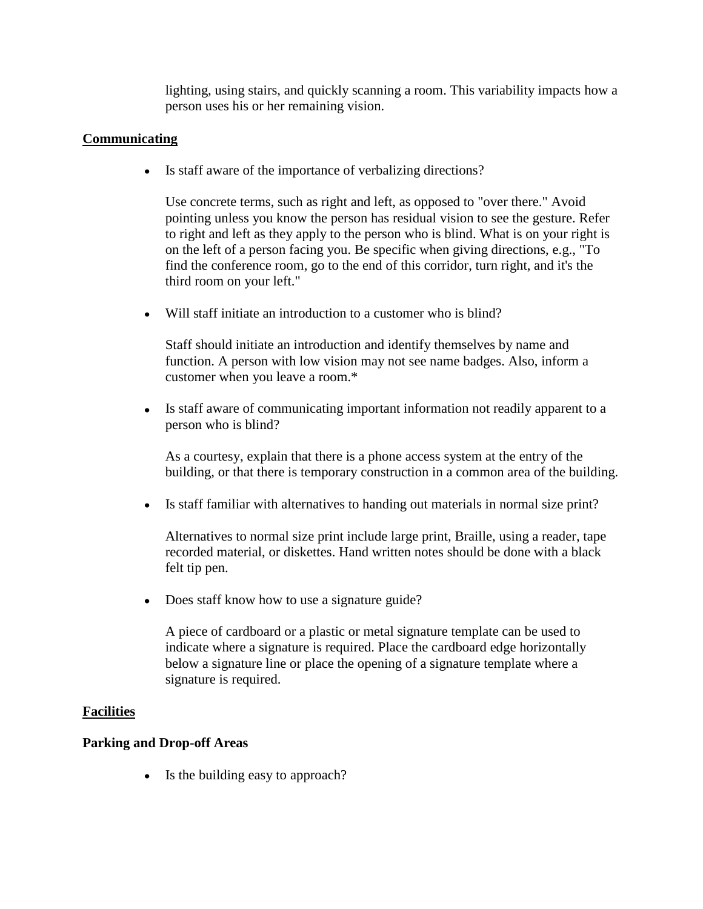lighting, using stairs, and quickly scanning a room. This variability impacts how a person uses his or her remaining vision.

## Communicating

- Is staff aware of the importance of verbalizing directions?

  Use concrete terms, such as right and left, as opposed to "over there." Avoid pointing unless you know the person has residual vision to see the gesture. Refer to right and left as they apply to the person who is blind. What is on your right is on the left of a person facing you. Be specific when giving directions, e.g., "To find the conference room, go to the end of this corridor, turn right, and it's the third room on your left."

- Will staff initiate an introduction to a customer who is blind?

  Staff should initiate an introduction and identify themselves by name and function. A person with low vision may not see name badges. Also, inform a customer when you leave a room.*

- Is staff aware of communicating important information not readily apparent to a person who is blind?

  As a courtesy, explain that there is a phone access system at the entry of the building, or that there is temporary construction in a common area of the building.

- Is staff familiar with alternatives to handing out materials in normal size print?

  Alternatives to normal size print include large print, Braille, using a reader, tape recorded material, or diskettes. Hand written notes should be done with a black felt tip pen.

- Does staff know how to use a signature guide?

  A piece of cardboard or a plastic or metal signature template can be used to indicate where a signature is required. Place the cardboard edge horizontally below a signature line or place the opening of a signature template where a signature is required.

## Facilities

### Parking and Drop-off Areas

- Is the building easy to approach?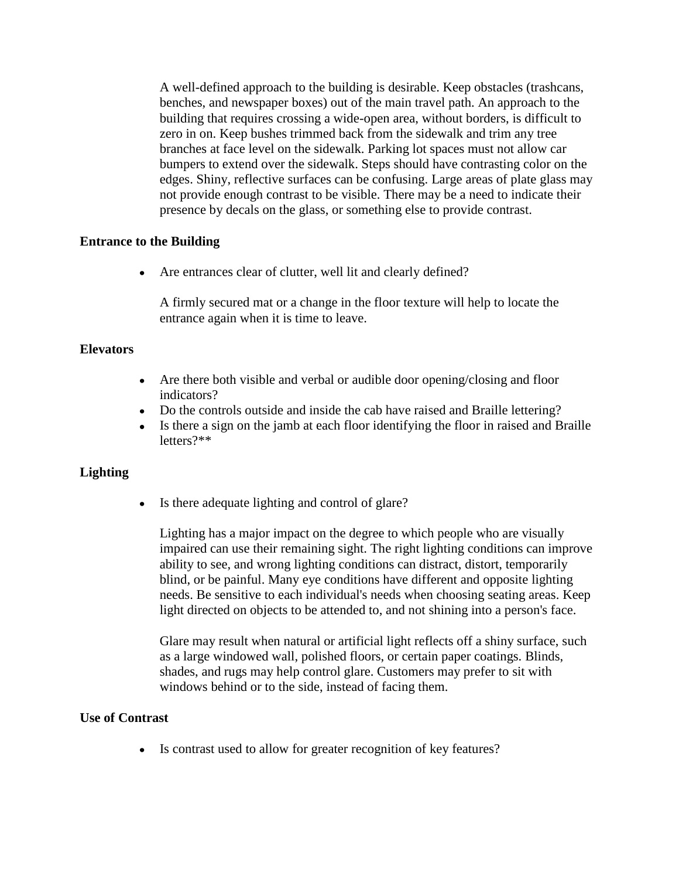A well-defined approach to the building is desirable. Keep obstacles (trashcans, benches, and newspaper boxes) out of the main travel path. An approach to the building that requires crossing a wide-open area, without borders, is difficult to zero in on. Keep bushes trimmed back from the sidewalk and trim any tree branches at face level on the sidewalk. Parking lot spaces must not allow car bumpers to extend over the sidewalk. Steps should have contrasting color on the edges. Shiny, reflective surfaces can be confusing. Large areas of plate glass may not provide enough contrast to be visible. There may be a need to indicate their presence by decals on the glass, or something else to provide contrast.

**Entrance to the Building**

- Are entrances clear of clutter, well lit and clearly defined?

  A firmly secured mat or a change in the floor texture will help to locate the entrance again when it is time to leave.

**Elevators**

- Are there both visible and verbal or audible door opening/closing and floor indicators?
- Do the controls outside and inside the cab have raised and Braille lettering?
- Is there a sign on the jamb at each floor identifying the floor in raised and Braille letters?**

**Lighting**

- Is there adequate lighting and control of glare?

  Lighting has a major impact on the degree to which people who are visually impaired can use their remaining sight. The right lighting conditions can improve ability to see, and wrong lighting conditions can distract, distort, temporarily blind, or be painful. Many eye conditions have different and opposite lighting needs. Be sensitive to each individual's needs when choosing seating areas. Keep light directed on objects to be attended to, and not shining into a person's face.

  Glare may result when natural or artificial light reflects off a shiny surface, such as a large windowed wall, polished floors, or certain paper coatings. Blinds, shades, and rugs may help control glare. Customers may prefer to sit with windows behind or to the side, instead of facing them.

**Use of Contrast**

- Is contrast used to allow for greater recognition of key features?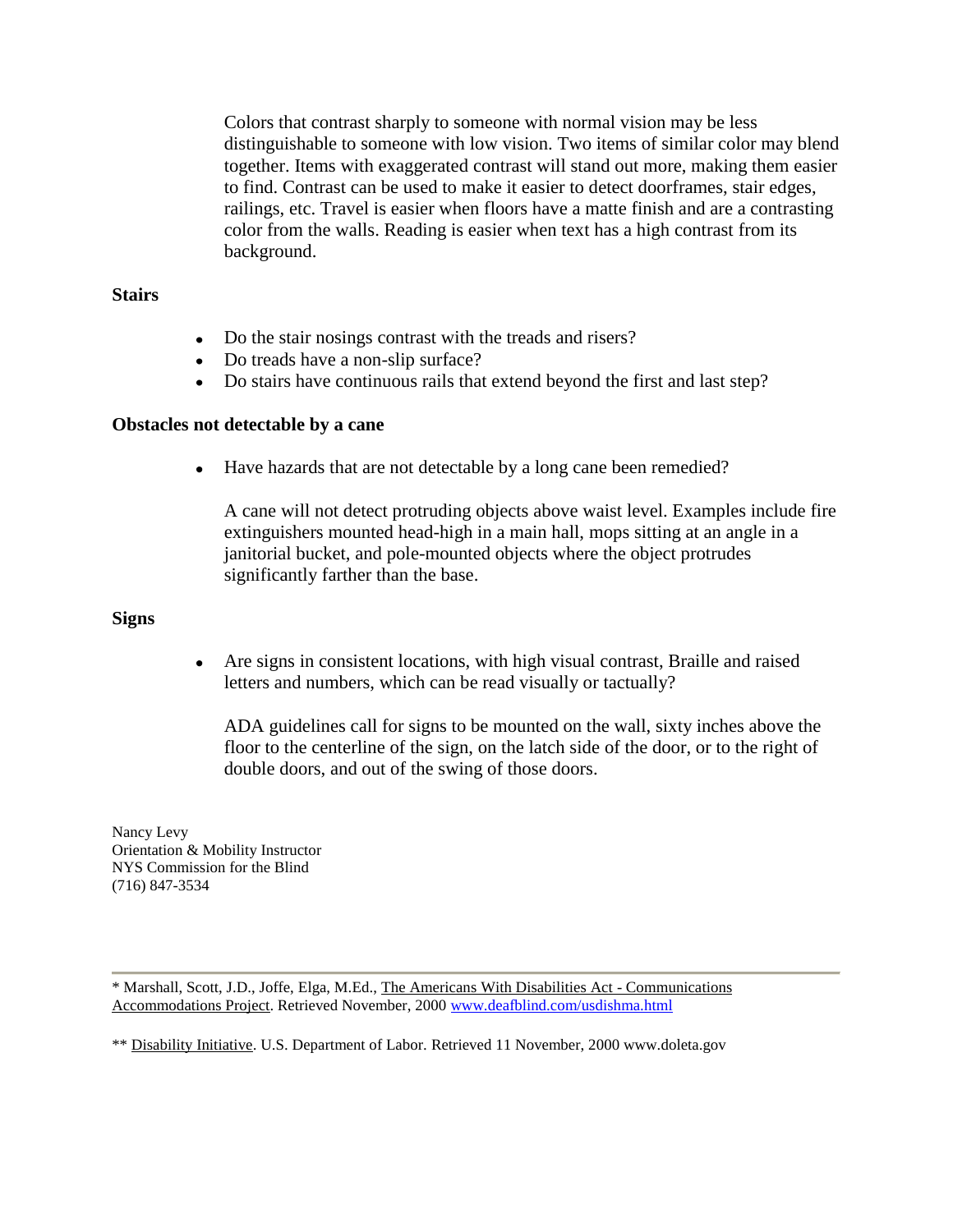Colors that contrast sharply to someone with normal vision may be less distinguishable to someone with low vision. Two items of similar color may blend together. Items with exaggerated contrast will stand out more, making them easier to find. Contrast can be used to make it easier to detect doorframes, stair edges, railings, etc. Travel is easier when floors have a matte finish and are a contrasting color from the walls. Reading is easier when text has a high contrast from its background.

**Stairs**

- Do the stair nosings contrast with the treads and risers?
- Do treads have a non-slip surface?
- Do stairs have continuous rails that extend beyond the first and last step?

**Obstacles not detectable by a cane**

- Have hazards that are not detectable by a long cane been remedied?

  A cane will not detect protruding objects above waist level. Examples include fire extinguishers mounted head-high in a main hall, mops sitting at an angle in a janitorial bucket, and pole-mounted objects where the object protrudes significantly farther than the base.

**Signs**

- Are signs in consistent locations, with high visual contrast, Braille and raised letters and numbers, which can be read visually or tactually?

  ADA guidelines call for signs to be mounted on the wall, sixty inches above the floor to the centerline of the sign, on the latch side of the door, or to the right of double doors, and out of the swing of those doors.

Nancy Levy  
Orientation & Mobility Instructor  
NYS Commission for the Blind  
(716) 847-3534

---

* Marshall, Scott, J.D., Joffe, Elga, M.Ed., The Americans With Disabilities Act - Communications Accommodations Project. Retrieved November, 2000 [www.deafblind.com/usdishma.html](www.deafblind.com/usdishma.html)

** Disability Initiative. U.S. Department of Labor. Retrieved 11 November, 2000 www.doleta.gov